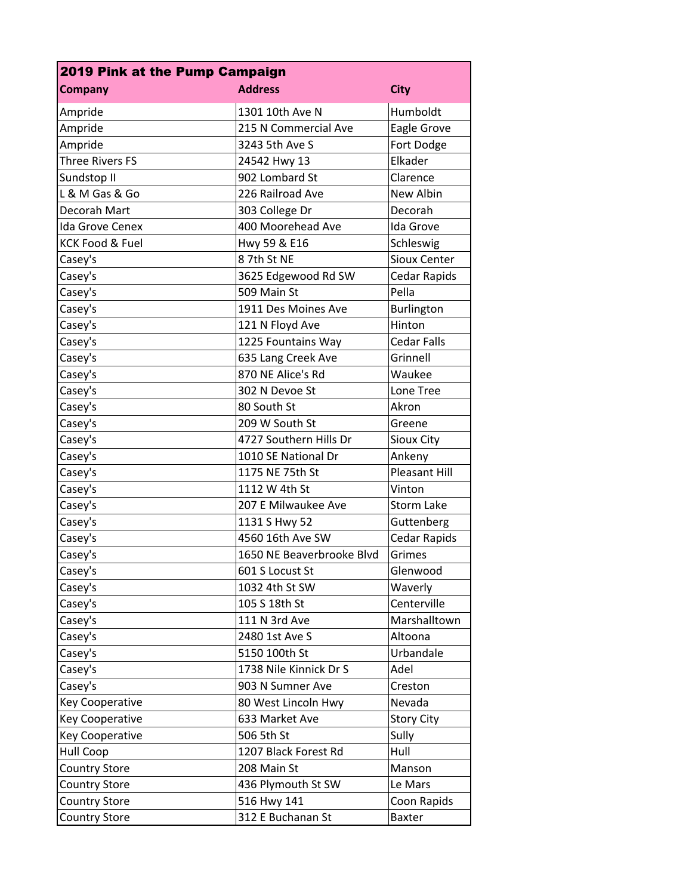| **2019 Pink at the Pump Campaign** | | |
|---|---|---|
| **Company** | **Address** | **City** |
| Ampride | 1301 10th Ave N | Humboldt |
| Ampride | 215 N Commercial Ave | Eagle Grove |
| Ampride | 3243 5th Ave S | Fort Dodge |
| Three Rivers FS | 24542 Hwy 13 | Elkader |
| Sundstop II | 902 Lombard St | Clarence |
| L & M Gas & Go | 226 Railroad Ave | New Albin |
| Decorah Mart | 303 College Dr | Decorah |
| Ida Grove Cenex | 400 Moorehead Ave | Ida Grove |
| KCK Food & Fuel | Hwy 59 & E16 | Schleswig |
| Casey's | 8 7th St NE | Sioux Center |
| Casey's | 3625 Edgewood Rd SW | Cedar Rapids |
| Casey's | 509 Main St | Pella |
| Casey's | 1911 Des Moines Ave | Burlington |
| Casey's | 121 N Floyd Ave | Hinton |
| Casey's | 1225 Fountains Way | Cedar Falls |
| Casey's | 635 Lang Creek Ave | Grinnell |
| Casey's | 870 NE Alice's Rd | Waukee |
| Casey's | 302 N Devoe St | Lone Tree |
| Casey's | 80 South St | Akron |
| Casey's | 209 W South St | Greene |
| Casey's | 4727 Southern Hills Dr | Sioux City |
| Casey's | 1010 SE National Dr | Ankeny |
| Casey's | 1175 NE 75th St | Pleasant Hill |
| Casey's | 1112 W 4th St | Vinton |
| Casey's | 207 E Milwaukee Ave | Storm Lake |
| Casey's | 1131 S Hwy 52 | Guttenberg |
| Casey's | 4560 16th Ave SW | Cedar Rapids |
| Casey's | 1650 NE Beaverbrooke Blvd | Grimes |
| Casey's | 601 S Locust St | Glenwood |
| Casey's | 1032 4th St SW | Waverly |
| Casey's | 105 S 18th St | Centerville |
| Casey's | 111 N 3rd Ave | Marshalltown |
| Casey's | 2480 1st Ave S | Altoona |
| Casey's | 5150 100th St | Urbandale |
| Casey's | 1738 Nile Kinnick Dr S | Adel |
| Casey's | 903 N Sumner Ave | Creston |
| Key Cooperative | 80 West Lincoln Hwy | Nevada |
| Key Cooperative | 633 Market Ave | Story City |
| Key Cooperative | 506 5th St | Sully |
| Hull Coop | 1207 Black Forest Rd | Hull |
| Country Store | 208 Main St | Manson |
| Country Store | 436 Plymouth St SW | Le Mars |
| Country Store | 516 Hwy 141 | Coon Rapids |
| Country Store | 312 E Buchanan St | Baxter |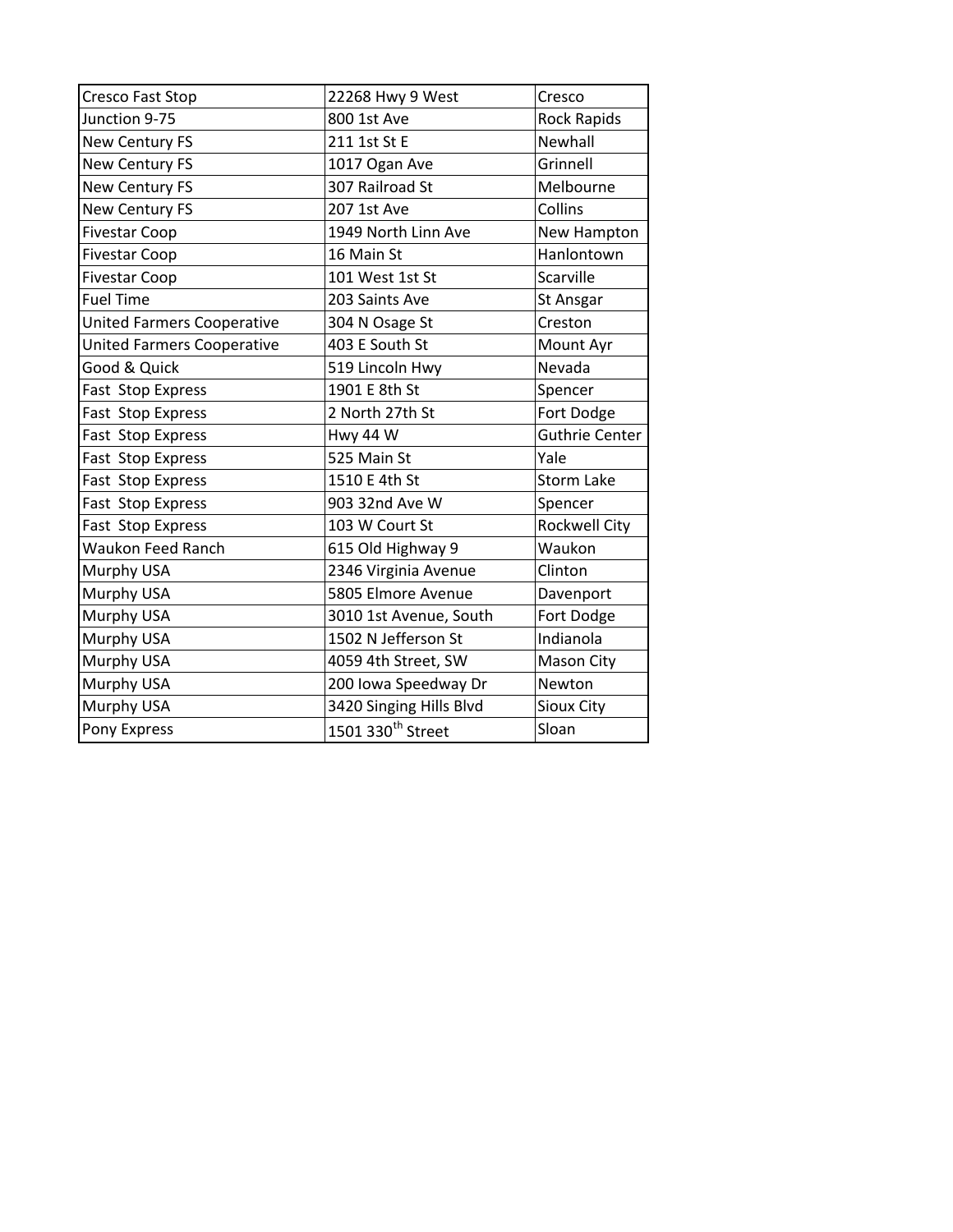| | | |
|---|---|---|
| Cresco Fast Stop | 22268 Hwy 9 West | Cresco |
| Junction 9-75 | 800 1st Ave | Rock Rapids |
| New Century FS | 211 1st St E | Newhall |
| New Century FS | 1017 Ogan Ave | Grinnell |
| New Century FS | 307 Railroad St | Melbourne |
| New Century FS | 207 1st Ave | Collins |
| Fivestar Coop | 1949 North Linn Ave | New Hampton |
| Fivestar Coop | 16 Main St | Hanlontown |
| Fivestar Coop | 101 West 1st St | Scarville |
| Fuel Time | 203 Saints Ave | St Ansgar |
| United Farmers Cooperative | 304 N Osage St | Creston |
| United Farmers Cooperative | 403 E South St | Mount Ayr |
| Good & Quick | 519 Lincoln Hwy | Nevada |
| Fast Stop Express | 1901 E 8th St | Spencer |
| Fast Stop Express | 2 North 27th St | Fort Dodge |
| Fast Stop Express | Hwy 44 W | Guthrie Center |
| Fast Stop Express | 525 Main St | Yale |
| Fast Stop Express | 1510 E 4th St | Storm Lake |
| Fast Stop Express | 903 32nd Ave W | Spencer |
| Fast Stop Express | 103 W Court St | Rockwell City |
| Waukon Feed Ranch | 615 Old Highway 9 | Waukon |
| Murphy USA | 2346 Virginia Avenue | Clinton |
| Murphy USA | 5805 Elmore Avenue | Davenport |
| Murphy USA | 3010 1st Avenue, South | Fort Dodge |
| Murphy USA | 1502 N Jefferson St | Indianola |
| Murphy USA | 4059 4th Street, SW | Mason City |
| Murphy USA | 200 Iowa Speedway Dr | Newton |
| Murphy USA | 3420 Singing Hills Blvd | Sioux City |
| Pony Express | 1501 330th Street | Sloan |